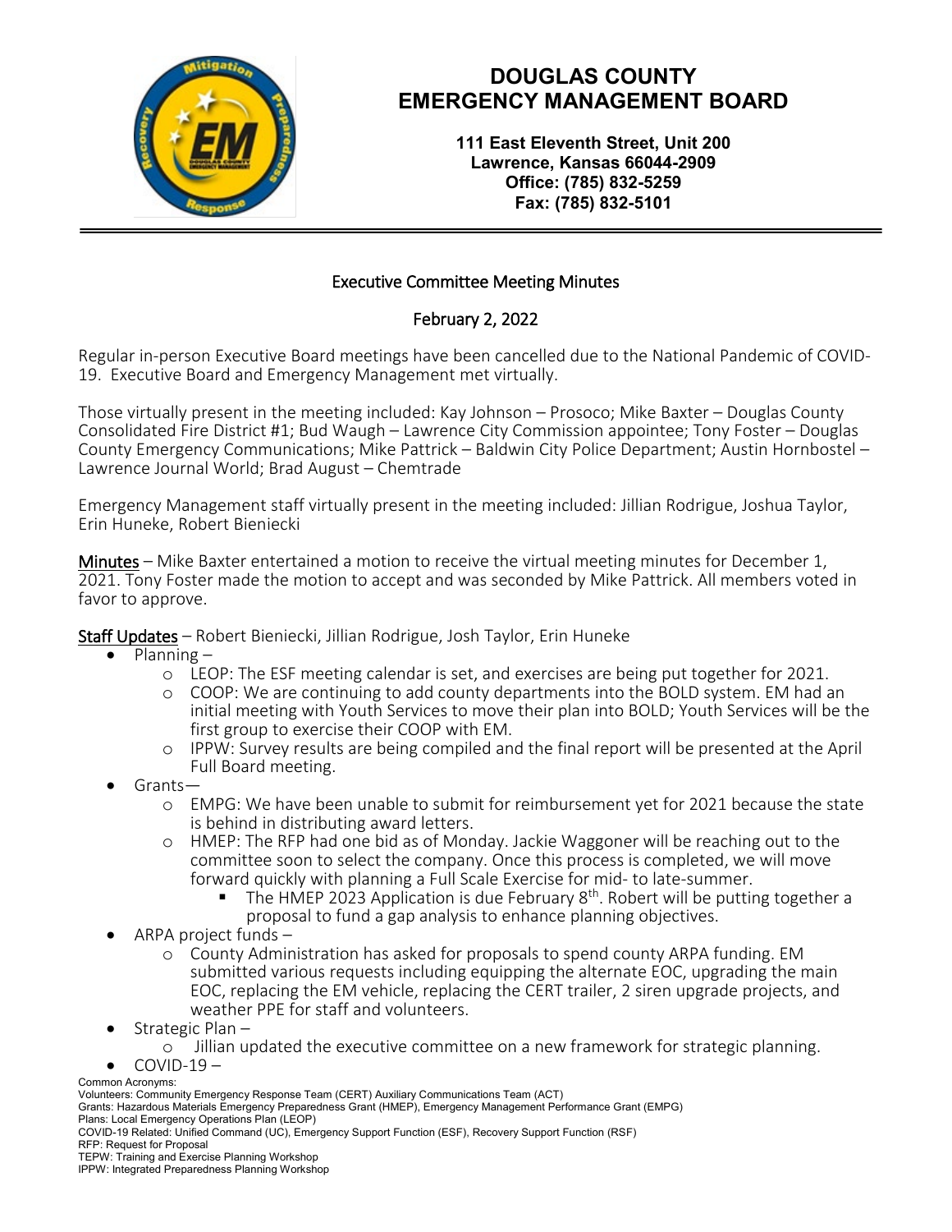# DOUGLAS COUNTY EMERGENCY MANAGEMENT BOARD

**111 East Eleventh Street, Unit 200**
**Lawrence, Kansas 66044-2909**
**Office: (785) 832-5259**
**Fax: (785) 832-5101**

## Executive Committee Meeting Minutes

### February 2, 2022

Regular in-person Executive Board meetings have been cancelled due to the National Pandemic of COVID-19. Executive Board and Emergency Management met virtually.

Those virtually present in the meeting included: Kay Johnson – Prosoco; Mike Baxter – Douglas County Consolidated Fire District #1; Bud Waugh – Lawrence City Commission appointee; Tony Foster – Douglas County Emergency Communications; Mike Pattrick – Baldwin City Police Department; Austin Hornbostel – Lawrence Journal World; Brad August – Chemtrade

Emergency Management staff virtually present in the meeting included: Jillian Rodrigue, Joshua Taylor, Erin Huneke, Robert Bieniecki

Minutes – Mike Baxter entertained a motion to receive the virtual meeting minutes for December 1, 2021. Tony Foster made the motion to accept and was seconded by Mike Pattrick. All members voted in favor to approve.

Staff Updates – Robert Bieniecki, Jillian Rodrigue, Josh Taylor, Erin Huneke

- Planning –
  - LEOP: The ESF meeting calendar is set, and exercises are being put together for 2021.
  - COOP: We are continuing to add county departments into the BOLD system. EM had an initial meeting with Youth Services to move their plan into BOLD; Youth Services will be the first group to exercise their COOP with EM.
  - IPPW: Survey results are being compiled and the final report will be presented at the April Full Board meeting.
- Grants—
  - EMPG: We have been unable to submit for reimbursement yet for 2021 because the state is behind in distributing award letters.
  - HMEP: The RFP had one bid as of Monday. Jackie Waggoner will be reaching out to the committee soon to select the company. Once this process is completed, we will move forward quickly with planning a Full Scale Exercise for mid- to late-summer.
    - The HMEP 2023 Application is due February 8th. Robert will be putting together a proposal to fund a gap analysis to enhance planning objectives.
- ARPA project funds –
  - County Administration has asked for proposals to spend county ARPA funding. EM submitted various requests including equipping the alternate EOC, upgrading the main EOC, replacing the EM vehicle, replacing the CERT trailer, 2 siren upgrade projects, and weather PPE for staff and volunteers.
- Strategic Plan –
  - Jillian updated the executive committee on a new framework for strategic planning.
- COVID-19 –

Common Acronyms:
Volunteers: Community Emergency Response Team (CERT) Auxiliary Communications Team (ACT)
Grants: Hazardous Materials Emergency Preparedness Grant (HMEP), Emergency Management Performance Grant (EMPG)
Plans: Local Emergency Operations Plan (LEOP)
COVID-19 Related: Unified Command (UC), Emergency Support Function (ESF), Recovery Support Function (RSF)
RFP: Request for Proposal
TEPW: Training and Exercise Planning Workshop
IPPW: Integrated Preparedness Planning Workshop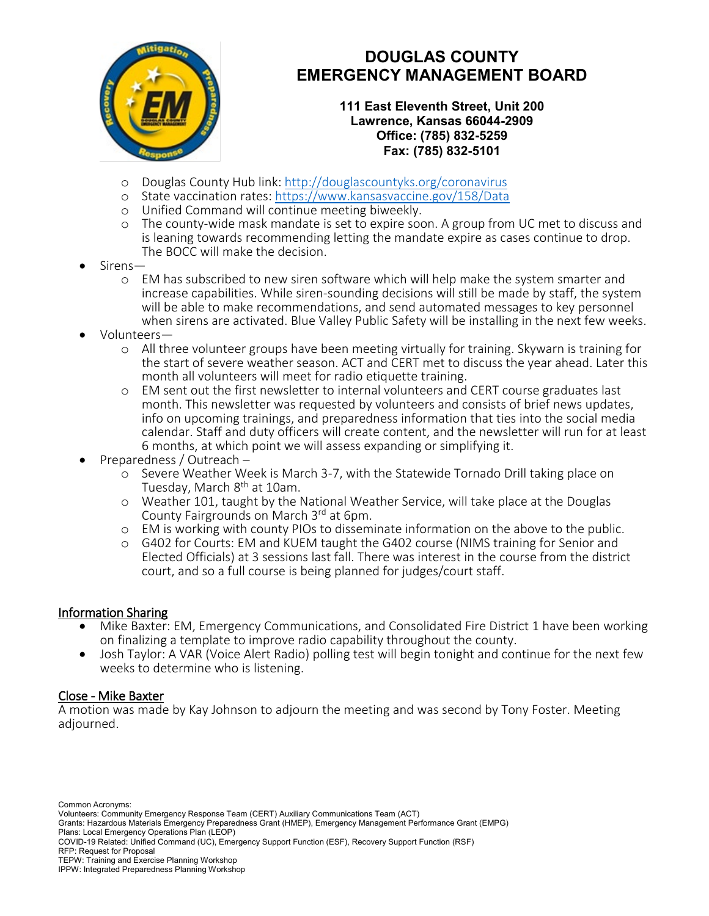# DOUGLAS COUNTY EMERGENCY MANAGEMENT BOARD

**111 East Eleventh Street, Unit 200**
**Lawrence, Kansas 66044-2909**
**Office: (785) 832-5259**
**Fax: (785) 832-5101**

   - Douglas County Hub link: http://douglascountyks.org/coronavirus
   - State vaccination rates: https://www.kansasvaccine.gov/158/Data
   - Unified Command will continue meeting biweekly.
   - The county-wide mask mandate is set to expire soon. A group from UC met to discuss and is leaning towards recommending letting the mandate expire as cases continue to drop. The BOCC will make the decision.
- Sirens—
   - EM has subscribed to new siren software which will help make the system smarter and increase capabilities. While siren-sounding decisions will still be made by staff, the system will be able to make recommendations, and send automated messages to key personnel when sirens are activated. Blue Valley Public Safety will be installing in the next few weeks.
- Volunteers—
   - All three volunteer groups have been meeting virtually for training. Skywarn is training for the start of severe weather season. ACT and CERT met to discuss the year ahead. Later this month all volunteers will meet for radio etiquette training.
   - EM sent out the first newsletter to internal volunteers and CERT course graduates last month. This newsletter was requested by volunteers and consists of brief news updates, info on upcoming trainings, and preparedness information that ties into the social media calendar. Staff and duty officers will create content, and the newsletter will run for at least 6 months, at which point we will assess expanding or simplifying it.
- Preparedness / Outreach –
   - Severe Weather Week is March 3-7, with the Statewide Tornado Drill taking place on Tuesday, March 8th at 10am.
   - Weather 101, taught by the National Weather Service, will take place at the Douglas County Fairgrounds on March 3rd at 6pm.
   - EM is working with county PIOs to disseminate information on the above to the public.
   - G402 for Courts: EM and KUEM taught the G402 course (NIMS training for Senior and Elected Officials) at 3 sessions last fall. There was interest in the course from the district court, and so a full course is being planned for judges/court staff.

## Information Sharing

- Mike Baxter: EM, Emergency Communications, and Consolidated Fire District 1 have been working on finalizing a template to improve radio capability throughout the county.
- Josh Taylor: A VAR (Voice Alert Radio) polling test will begin tonight and continue for the next few weeks to determine who is listening.

## Close - Mike Baxter

A motion was made by Kay Johnson to adjourn the meeting and was second by Tony Foster. Meeting adjourned.

Common Acronyms:
Volunteers: Community Emergency Response Team (CERT) Auxiliary Communications Team (ACT)
Grants: Hazardous Materials Emergency Preparedness Grant (HMEP), Emergency Management Performance Grant (EMPG)
Plans: Local Emergency Operations Plan (LEOP)
COVID-19 Related: Unified Command (UC), Emergency Support Function (ESF), Recovery Support Function (RSF)
RFP: Request for Proposal
TEPW: Training and Exercise Planning Workshop
IPPW: Integrated Preparedness Planning Workshop